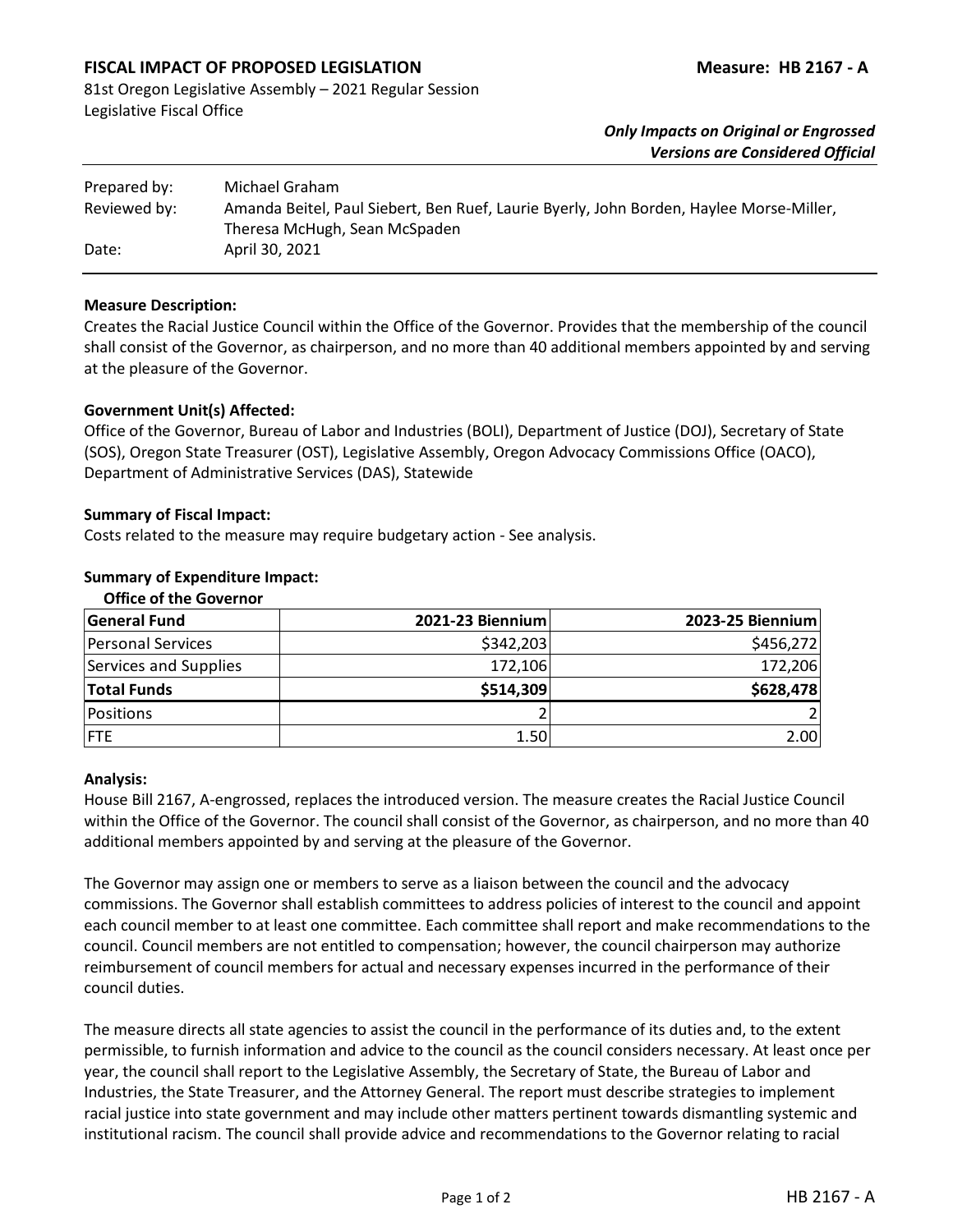# FISCAL IMPACT OF PROPOSED LEGISLATION

**Measure: HB 2167 - A**

81st Oregon Legislative Assembly – 2021 Regular Session
Legislative Fiscal Office

***Only Impacts on Original or Engrossed Versions are Considered Official***

| | |
|---|---|
| Prepared by: | Michael Graham |
| Reviewed by: | Amanda Beitel, Paul Siebert, Ben Ruef, Laurie Byerly, John Borden, Haylee Morse-Miller, Theresa McHugh, Sean McSpaden |
| Date: | April 30, 2021 |

**Measure Description:**
Creates the Racial Justice Council within the Office of the Governor. Provides that the membership of the council shall consist of the Governor, as chairperson, and no more than 40 additional members appointed by and serving at the pleasure of the Governor.

**Government Unit(s) Affected:**
Office of the Governor, Bureau of Labor and Industries (BOLI), Department of Justice (DOJ), Secretary of State (SOS), Oregon State Treasurer (OST), Legislative Assembly, Oregon Advocacy Commissions Office (OACO), Department of Administrative Services (DAS), Statewide

**Summary of Fiscal Impact:**
Costs related to the measure may require budgetary action - See analysis.

**Summary of Expenditure Impact:**

**Office of the Governor**

| General Fund | 2021-23 Biennium | 2023-25 Biennium |
|---|---|---|
| Personal Services | $342,203 | $456,272 |
| Services and Supplies | 172,106 | 172,206 |
| **Total Funds** | **$514,309** | **$628,478** |
| Positions | 2 | 2 |
| FTE | 1.50 | 2.00 |

**Analysis:**
House Bill 2167, A-engrossed, replaces the introduced version. The measure creates the Racial Justice Council within the Office of the Governor. The council shall consist of the Governor, as chairperson, and no more than 40 additional members appointed by and serving at the pleasure of the Governor.

The Governor may assign one or members to serve as a liaison between the council and the advocacy commissions. The Governor shall establish committees to address policies of interest to the council and appoint each council member to at least one committee. Each committee shall report and make recommendations to the council. Council members are not entitled to compensation; however, the council chairperson may authorize reimbursement of council members for actual and necessary expenses incurred in the performance of their council duties.

The measure directs all state agencies to assist the council in the performance of its duties and, to the extent permissible, to furnish information and advice to the council as the council considers necessary. At least once per year, the council shall report to the Legislative Assembly, the Secretary of State, the Bureau of Labor and Industries, the State Treasurer, and the Attorney General. The report must describe strategies to implement racial justice into state government and may include other matters pertinent towards dismantling systemic and institutional racism. The council shall provide advice and recommendations to the Governor relating to racial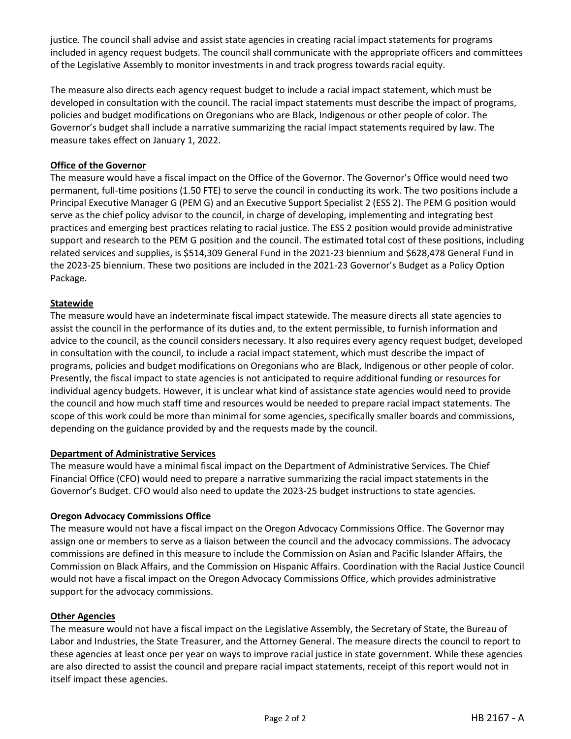justice. The council shall advise and assist state agencies in creating racial impact statements for programs included in agency request budgets. The council shall communicate with the appropriate officers and committees of the Legislative Assembly to monitor investments in and track progress towards racial equity.

The measure also directs each agency request budget to include a racial impact statement, which must be developed in consultation with the council. The racial impact statements must describe the impact of programs, policies and budget modifications on Oregonians who are Black, Indigenous or other people of color. The Governor's budget shall include a narrative summarizing the racial impact statements required by law. The measure takes effect on January 1, 2022.

**Office of the Governor**

The measure would have a fiscal impact on the Office of the Governor. The Governor's Office would need two permanent, full-time positions (1.50 FTE) to serve the council in conducting its work. The two positions include a Principal Executive Manager G (PEM G) and an Executive Support Specialist 2 (ESS 2). The PEM G position would serve as the chief policy advisor to the council, in charge of developing, implementing and integrating best practices and emerging best practices relating to racial justice. The ESS 2 position would provide administrative support and research to the PEM G position and the council. The estimated total cost of these positions, including related services and supplies, is $514,309 General Fund in the 2021-23 biennium and $628,478 General Fund in the 2023-25 biennium. These two positions are included in the 2021-23 Governor's Budget as a Policy Option Package.

**Statewide**

The measure would have an indeterminate fiscal impact statewide. The measure directs all state agencies to assist the council in the performance of its duties and, to the extent permissible, to furnish information and advice to the council, as the council considers necessary. It also requires every agency request budget, developed in consultation with the council, to include a racial impact statement, which must describe the impact of programs, policies and budget modifications on Oregonians who are Black, Indigenous or other people of color. Presently, the fiscal impact to state agencies is not anticipated to require additional funding or resources for individual agency budgets. However, it is unclear what kind of assistance state agencies would need to provide the council and how much staff time and resources would be needed to prepare racial impact statements. The scope of this work could be more than minimal for some agencies, specifically smaller boards and commissions, depending on the guidance provided by and the requests made by the council.

**Department of Administrative Services**

The measure would have a minimal fiscal impact on the Department of Administrative Services. The Chief Financial Office (CFO) would need to prepare a narrative summarizing the racial impact statements in the Governor's Budget. CFO would also need to update the 2023-25 budget instructions to state agencies.

**Oregon Advocacy Commissions Office**

The measure would not have a fiscal impact on the Oregon Advocacy Commissions Office. The Governor may assign one or members to serve as a liaison between the council and the advocacy commissions. The advocacy commissions are defined in this measure to include the Commission on Asian and Pacific Islander Affairs, the Commission on Black Affairs, and the Commission on Hispanic Affairs. Coordination with the Racial Justice Council would not have a fiscal impact on the Oregon Advocacy Commissions Office, which provides administrative support for the advocacy commissions.

**Other Agencies**

The measure would not have a fiscal impact on the Legislative Assembly, the Secretary of State, the Bureau of Labor and Industries, the State Treasurer, and the Attorney General. The measure directs the council to report to these agencies at least once per year on ways to improve racial justice in state government. While these agencies are also directed to assist the council and prepare racial impact statements, receipt of this report would not in itself impact these agencies.